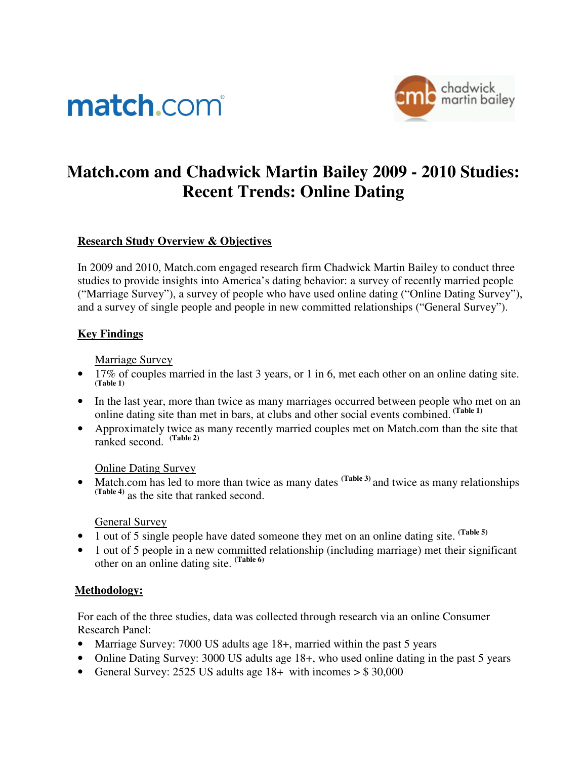match.com

chadwick martin bailey

# Match.com and Chadwick Martin Bailey 2009 - 2010 Studies: Recent Trends: Online Dating

## Research Study Overview & Objectives

In 2009 and 2010, Match.com engaged research firm Chadwick Martin Bailey to conduct three studies to provide insights into America's dating behavior: a survey of recently married people ("Marriage Survey"), a survey of people who have used online dating ("Online Dating Survey"), and a survey of single people and people in new committed relationships ("General Survey").

## Key Findings

Marriage Survey

- 17% of couples married in the last 3 years, or 1 in 6, met each other on an online dating site. (Table 1)
- In the last year, more than twice as many marriages occurred between people who met on an online dating site than met in bars, at clubs and other social events combined. (Table 1)
- Approximately twice as many recently married couples met on Match.com than the site that ranked second. (Table 2)

Online Dating Survey

- Match.com has led to more than twice as many dates (Table 3) and twice as many relationships (Table 4) as the site that ranked second.

General Survey

- 1 out of 5 single people have dated someone they met on an online dating site. (Table 5)
- 1 out of 5 people in a new committed relationship (including marriage) met their significant other on an online dating site. (Table 6)

## Methodology:

For each of the three studies, data was collected through research via an online Consumer Research Panel:

- Marriage Survey: 7000 US adults age 18+, married within the past 5 years
- Online Dating Survey: 3000 US adults age 18+, who used online dating in the past 5 years
- General Survey: 2525 US adults age 18+ with incomes > $ 30,000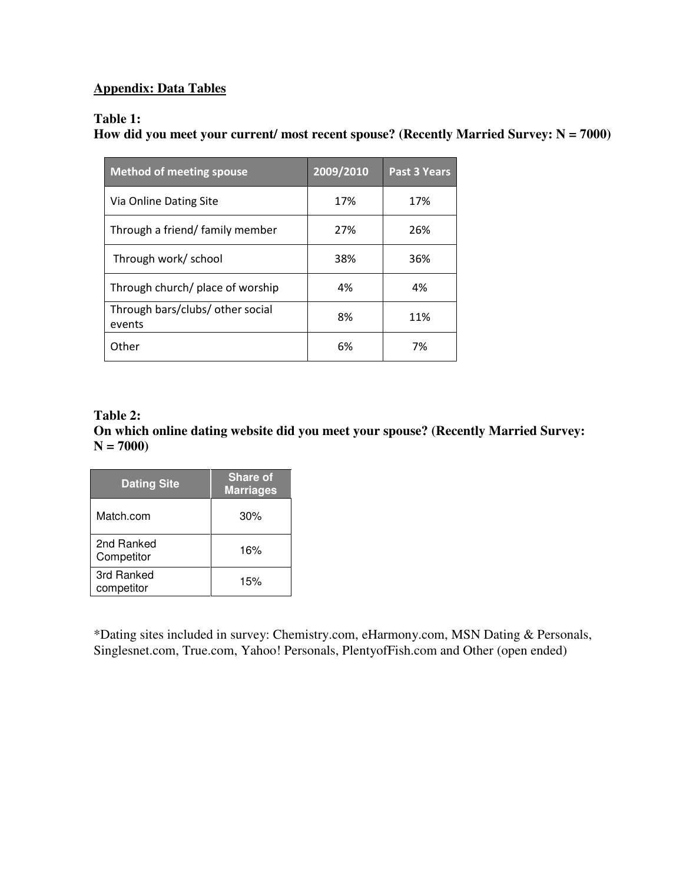## Appendix: Data Tables

**Table 1:**
**How did you meet your current/ most recent spouse? (Recently Married Survey: N = 7000)**

| Method of meeting spouse | 2009/2010 | Past 3 Years |
|---|---|---|
| Via Online Dating Site | 17% | 17% |
| Through a friend/ family member | 27% | 26% |
| Through work/ school | 38% | 36% |
| Through church/ place of worship | 4% | 4% |
| Through bars/clubs/ other social events | 8% | 11% |
| Other | 6% | 7% |

**Table 2:**
**On which online dating website did you meet your spouse? (Recently Married Survey: N = 7000)**

| Dating Site | Share of Marriages |
|---|---|
| Match.com | 30% |
| 2nd Ranked Competitor | 16% |
| 3rd Ranked competitor | 15% |

*Dating sites included in survey: Chemistry.com, eHarmony.com, MSN Dating & Personals, Singlesnet.com, True.com, Yahoo! Personals, PlentyofFish.com and Other (open ended)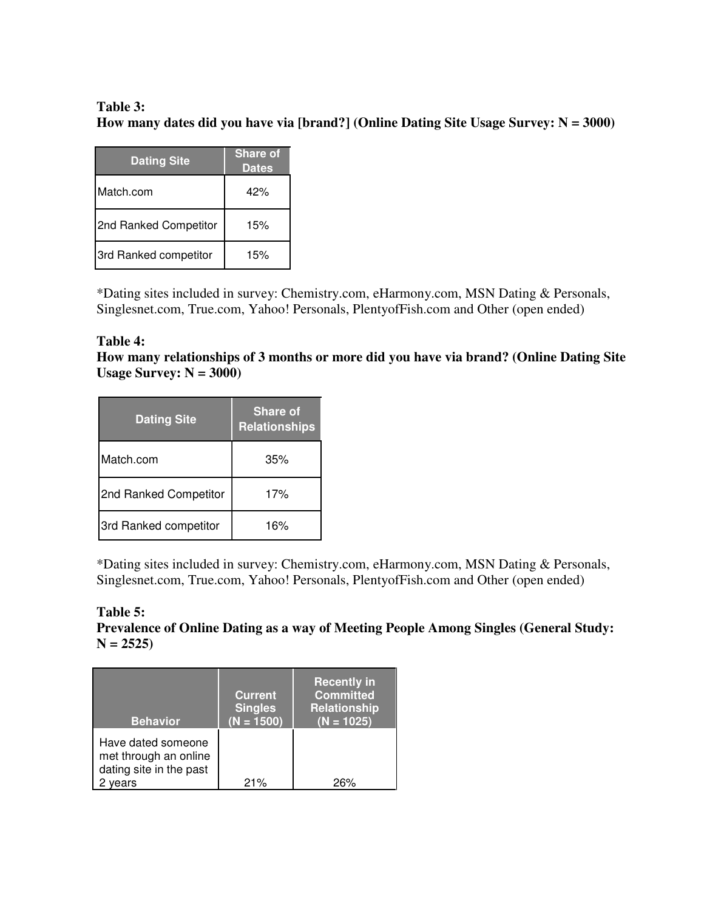**Table 3:**
**How many dates did you have via [brand?] (Online Dating Site Usage Survey: N = 3000)**

| Dating Site | Share of Dates |
| --- | --- |
| Match.com | 42% |
| 2nd Ranked Competitor | 15% |
| 3rd Ranked competitor | 15% |

*Dating sites included in survey: Chemistry.com, eHarmony.com, MSN Dating & Personals, Singlesnet.com, True.com, Yahoo! Personals, PlentyofFish.com and Other (open ended)

**Table 4:**
**How many relationships of 3 months or more did you have via brand? (Online Dating Site Usage Survey: N = 3000)**

| Dating Site | Share of Relationships |
| --- | --- |
| Match.com | 35% |
| 2nd Ranked Competitor | 17% |
| 3rd Ranked competitor | 16% |

*Dating sites included in survey: Chemistry.com, eHarmony.com, MSN Dating & Personals, Singlesnet.com, True.com, Yahoo! Personals, PlentyofFish.com and Other (open ended)

**Table 5:**
**Prevalence of Online Dating as a way of Meeting People Among Singles (General Study: N = 2525)**

| Behavior | Current Singles (N = 1500) | Recently in Committed Relationship (N = 1025) |
| --- | --- | --- |
| Have dated someone met through an online dating site in the past 2 years | 21% | 26% |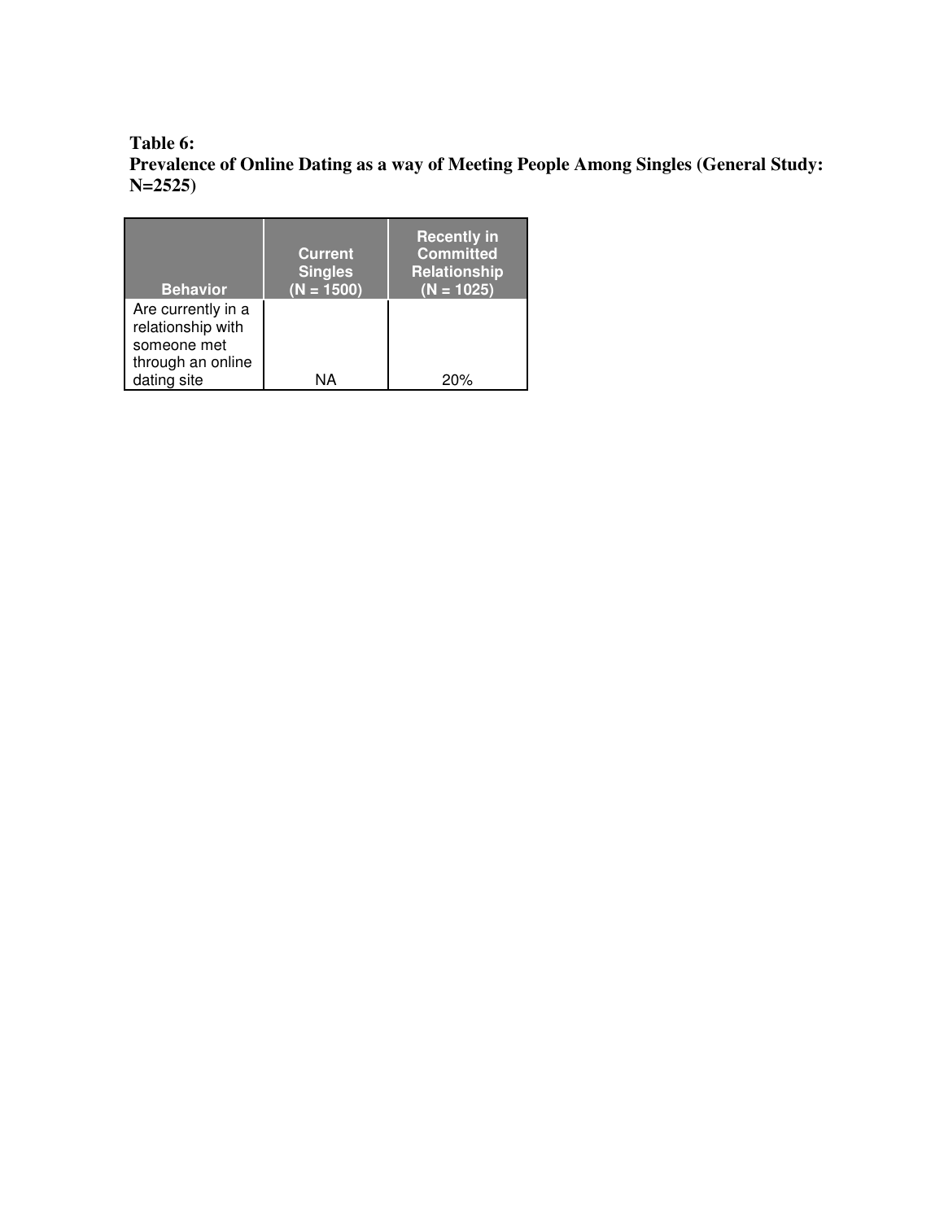**Table 6:**
**Prevalence of Online Dating as a way of Meeting People Among Singles (General Study: N=2525)**

| Behavior | Current Singles (N = 1500) | Recently in Committed Relationship (N = 1025) |
|---|---|---|
| Are currently in a relationship with someone met through an online dating site | NA | 20% |